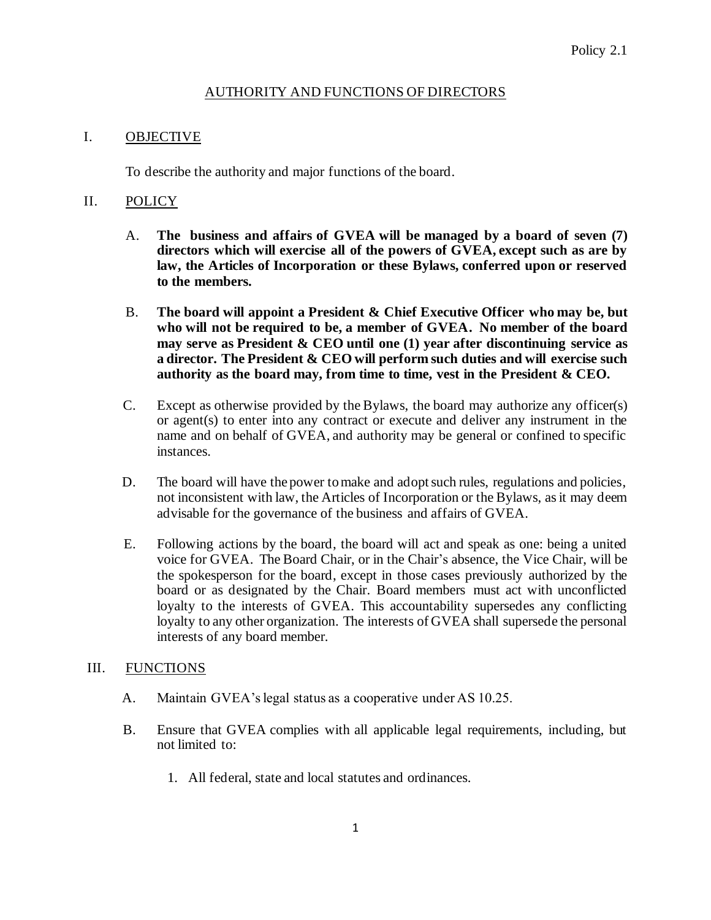Policy 2.1

# AUTHORITY AND FUNCTIONS OF DIRECTORS

## I. OBJECTIVE

To describe the authority and major functions of the board.

## II. POLICY

A. **The business and affairs of GVEA will be managed by a board of seven (7) directors which will exercise all of the powers of GVEA, except such as are by law, the Articles of Incorporation or these Bylaws, conferred upon or reserved to the members.**

B. **The board will appoint a President & Chief Executive Officer who may be, but who will not be required to be, a member of GVEA. No member of the board may serve as President & CEO until one (1) year after discontinuing service as a director. The President & CEO will perform such duties and will exercise such authority as the board may, from time to time, vest in the President & CEO.**

C. Except as otherwise provided by the Bylaws, the board may authorize any officer(s) or agent(s) to enter into any contract or execute and deliver any instrument in the name and on behalf of GVEA, and authority may be general or confined to specific instances.

D. The board will have the power to make and adopt such rules, regulations and policies, not inconsistent with law, the Articles of Incorporation or the Bylaws, as it may deem advisable for the governance of the business and affairs of GVEA.

E. Following actions by the board, the board will act and speak as one: being a united voice for GVEA. The Board Chair, or in the Chair's absence, the Vice Chair, will be the spokesperson for the board, except in those cases previously authorized by the board or as designated by the Chair. Board members must act with unconflicted loyalty to the interests of GVEA. This accountability supersedes any conflicting loyalty to any other organization. The interests of GVEA shall supersede the personal interests of any board member.

## III. FUNCTIONS

A. Maintain GVEA's legal status as a cooperative under AS 10.25.

B. Ensure that GVEA complies with all applicable legal requirements, including, but not limited to:

1. All federal, state and local statutes and ordinances.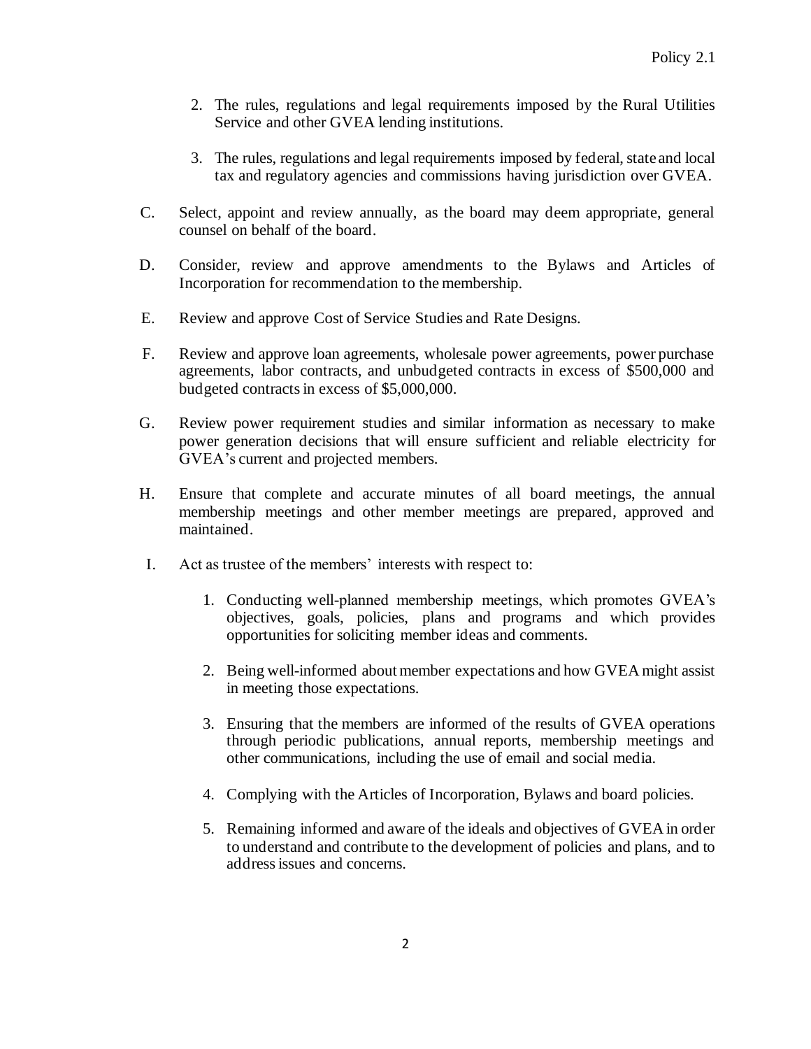2. The rules, regulations and legal requirements imposed by the Rural Utilities Service and other GVEA lending institutions.

3. The rules, regulations and legal requirements imposed by federal, state and local tax and regulatory agencies and commissions having jurisdiction over GVEA.

C. Select, appoint and review annually, as the board may deem appropriate, general counsel on behalf of the board.

D. Consider, review and approve amendments to the Bylaws and Articles of Incorporation for recommendation to the membership.

E. Review and approve Cost of Service Studies and Rate Designs.

F. Review and approve loan agreements, wholesale power agreements, power purchase agreements, labor contracts, and unbudgeted contracts in excess of $500,000 and budgeted contracts in excess of $5,000,000.

G. Review power requirement studies and similar information as necessary to make power generation decisions that will ensure sufficient and reliable electricity for GVEA's current and projected members.

H. Ensure that complete and accurate minutes of all board meetings, the annual membership meetings and other member meetings are prepared, approved and maintained.

I. Act as trustee of the members' interests with respect to:

   1. Conducting well-planned membership meetings, which promotes GVEA's objectives, goals, policies, plans and programs and which provides opportunities for soliciting member ideas and comments.

   2. Being well-informed about member expectations and how GVEA might assist in meeting those expectations.

   3. Ensuring that the members are informed of the results of GVEA operations through periodic publications, annual reports, membership meetings and other communications, including the use of email and social media.

   4. Complying with the Articles of Incorporation, Bylaws and board policies.

   5. Remaining informed and aware of the ideals and objectives of GVEA in order to understand and contribute to the development of policies and plans, and to address issues and concerns.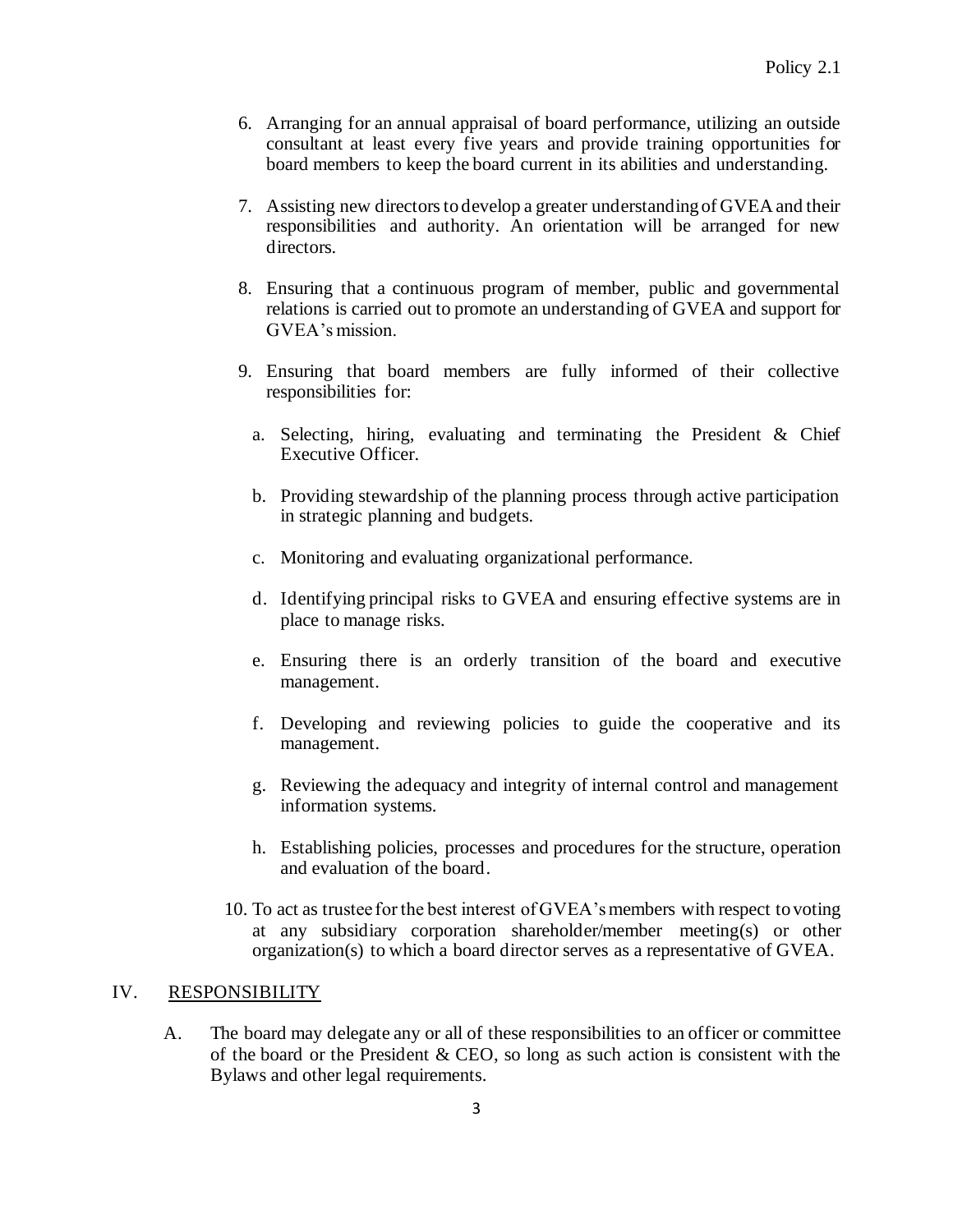6. Arranging for an annual appraisal of board performance, utilizing an outside consultant at least every five years and provide training opportunities for board members to keep the board current in its abilities and understanding.

7. Assisting new directors to develop a greater understanding of GVEA and their responsibilities and authority. An orientation will be arranged for new directors.

8. Ensuring that a continuous program of member, public and governmental relations is carried out to promote an understanding of GVEA and support for GVEA's mission.

9. Ensuring that board members are fully informed of their collective responsibilities for:

   a. Selecting, hiring, evaluating and terminating the President & Chief Executive Officer.

   b. Providing stewardship of the planning process through active participation in strategic planning and budgets.

   c. Monitoring and evaluating organizational performance.

   d. Identifying principal risks to GVEA and ensuring effective systems are in place to manage risks.

   e. Ensuring there is an orderly transition of the board and executive management.

   f. Developing and reviewing policies to guide the cooperative and its management.

   g. Reviewing the adequacy and integrity of internal control and management information systems.

   h. Establishing policies, processes and procedures for the structure, operation and evaluation of the board.

10. To act as trustee for the best interest of GVEA's members with respect to voting at any subsidiary corporation shareholder/member meeting(s) or other organization(s) to which a board director serves as a representative of GVEA.

## IV. RESPONSIBILITY

A. The board may delegate any or all of these responsibilities to an officer or committee of the board or the President & CEO, so long as such action is consistent with the Bylaws and other legal requirements.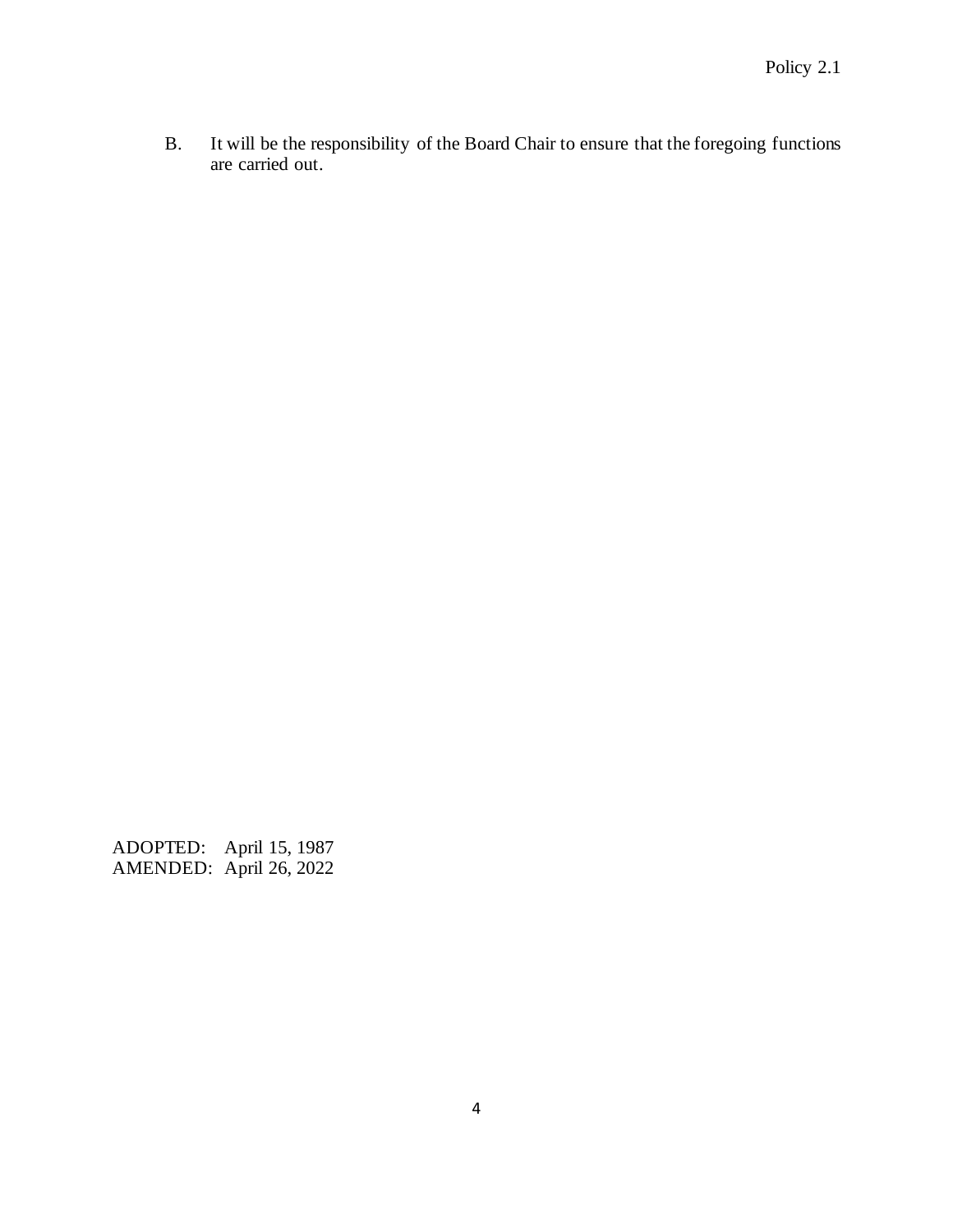B. It will be the responsibility of the Board Chair to ensure that the foregoing functions are carried out.

ADOPTED: April 15, 1987
AMENDED: April 26, 2022